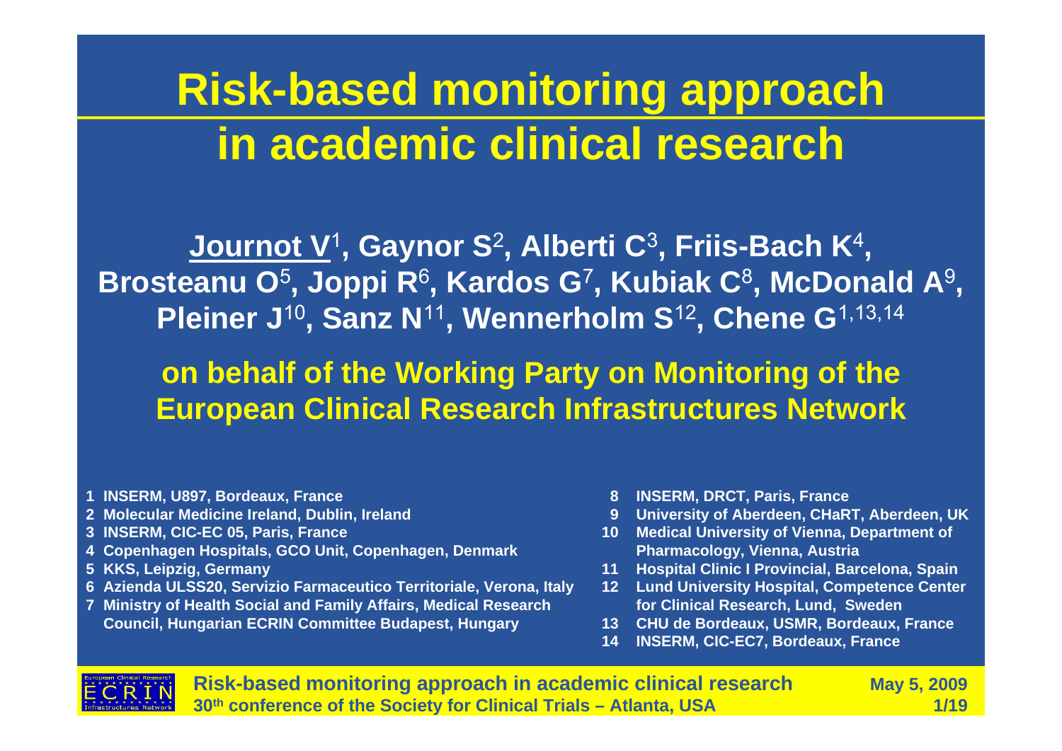# Risk-based monitoring approach in academic clinical research

**Journot V**[1]**, Gaynor S**[2]**, Alberti C**[3]**, Friis-Bach K**[4]**, Brosteanu O**[5]**, Joppi R**[6]**, Kardos G**[7]**, Kubiak C**[8]**, McDonald A**[9]**, Pleiner J**[10]**, Sanz N**[11]**, Wennerholm S**[12]**, Chene G**[1,13,14]

**on behalf of the Working Party on Monitoring of the European Clinical Research Infrastructures Network**

1. INSERM, U897, Bordeaux, France
2. Molecular Medicine Ireland, Dublin, Ireland
3. INSERM, CIC-EC 05, Paris, France
4. Copenhagen Hospitals, GCO Unit, Copenhagen, Denmark
5. KKS, Leipzig, Germany
6. Azienda ULSS20, Servizio Farmaceutico Territoriale, Verona, Italy
7. Ministry of Health Social and Family Affairs, Medical Research Council, Hungarian ECRIN Committee Budapest, Hungary
8. INSERM, DRCT, Paris, France
9. University of Aberdeen, CHaRT, Aberdeen, UK
10. Medical University of Vienna, Department of Pharmacology, Vienna, Austria
11. Hospital Clinic I Provincial, Barcelona, Spain
12. Lund University Hospital, Competence Center for Clinical Research, Lund, Sweden
13. CHU de Bordeaux, USMR, Bordeaux, France
14. INSERM, CIC-EC7, Bordeaux, France

Risk-based monitoring approach in academic clinical research
30th conference of the Society for Clinical Trials – Atlanta, USA
May 5, 2009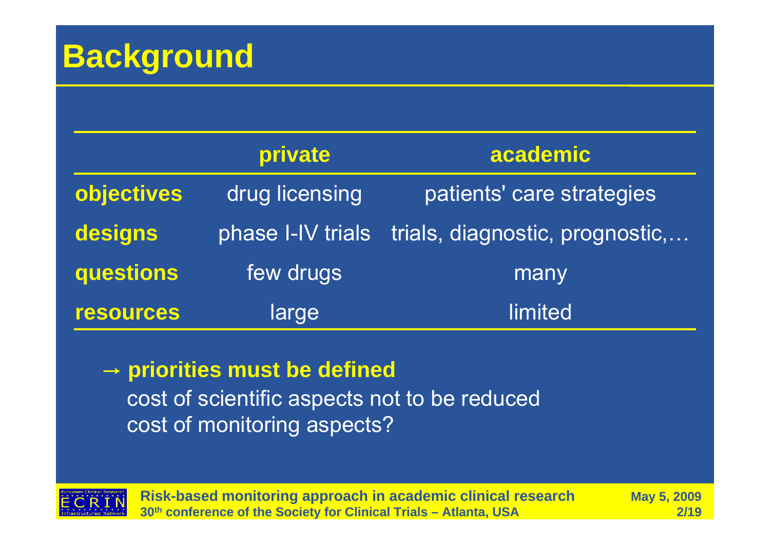# Background

| | private | academic |
|---|---|---|
| **objectives** | drug licensing | patients' care strategies |
| **designs** | phase I-IV trials | trials, diagnostic, prognostic,… |
| **questions** | few drugs | many |
| **resources** | large | limited |

→ **priorities must be defined**

cost of scientific aspects not to be reduced

cost of monitoring aspects?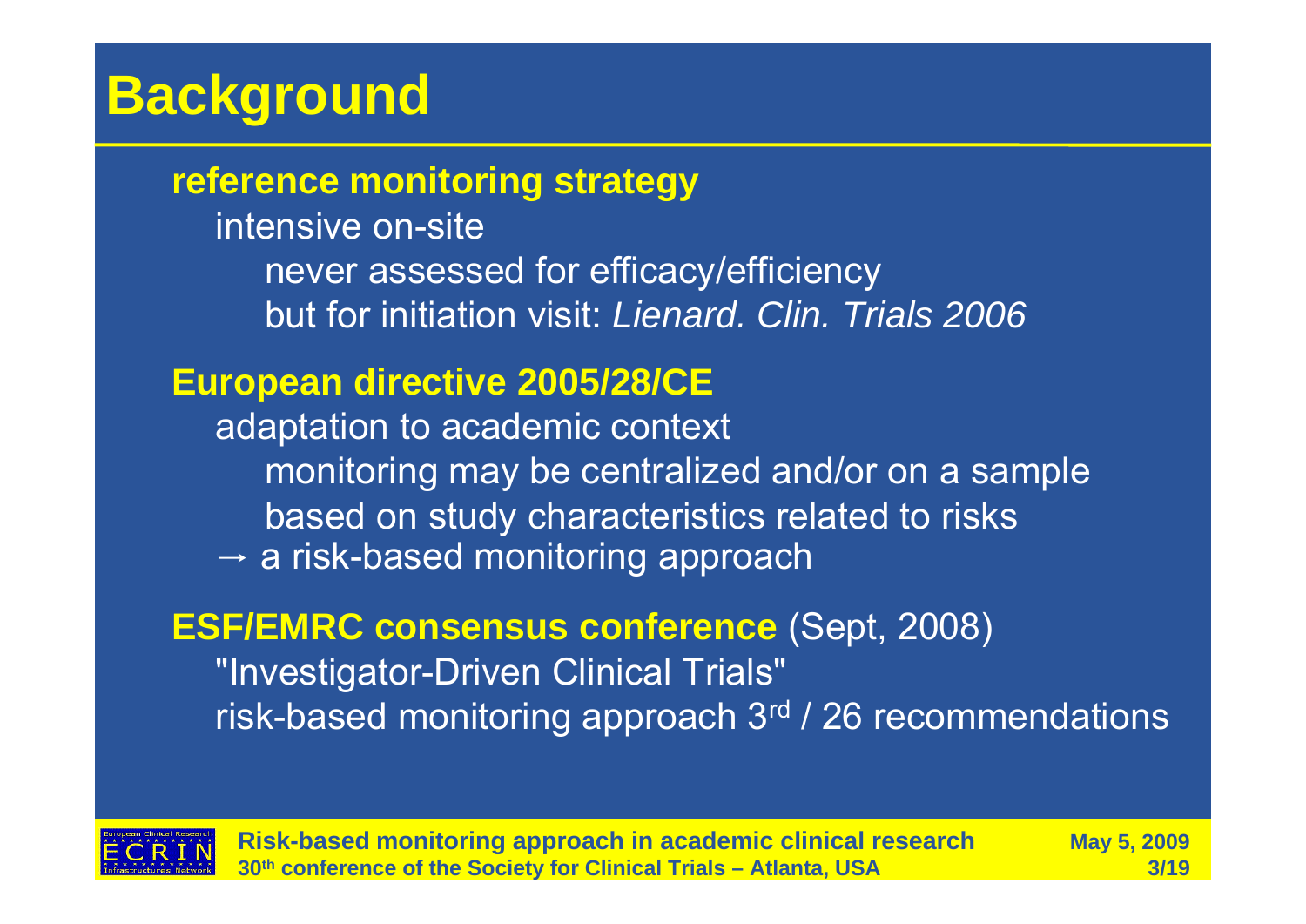# Background

**reference monitoring strategy**

intensive on-site

never assessed for efficacy/efficiency

but for initiation visit: *Lienard. Clin. Trials 2006*

**European directive 2005/28/CE**

adaptation to academic context

monitoring may be centralized and/or on a sample

based on study characteristics related to risks

→ a risk-based monitoring approach

**ESF/EMRC consensus conference** (Sept, 2008)

"Investigator-Driven Clinical Trials"

risk-based monitoring approach 3rd / 26 recommendations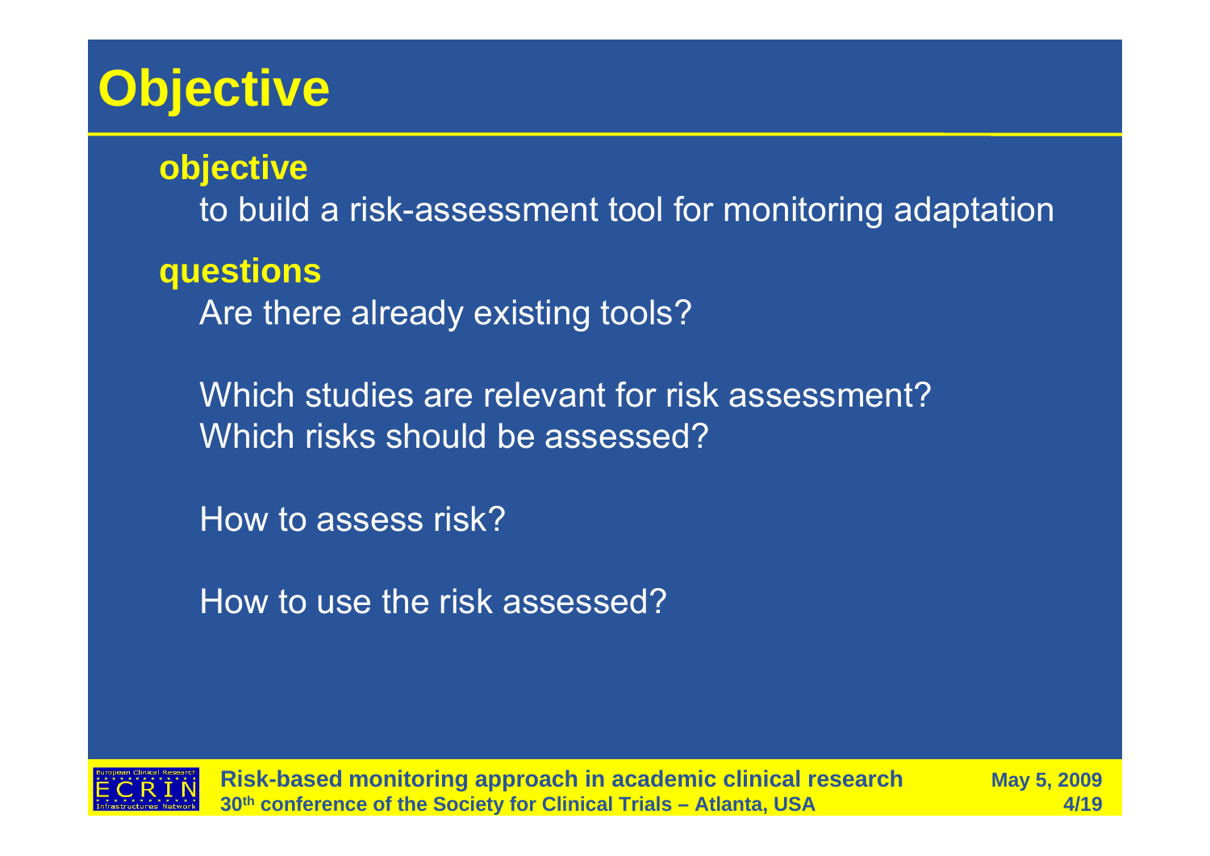# Objective

**objective**

to build a risk-assessment tool for monitoring adaptation

**questions**

Are there already existing tools?

Which studies are relevant for risk assessment?
Which risks should be assessed?

How to assess risk?

How to use the risk assessed?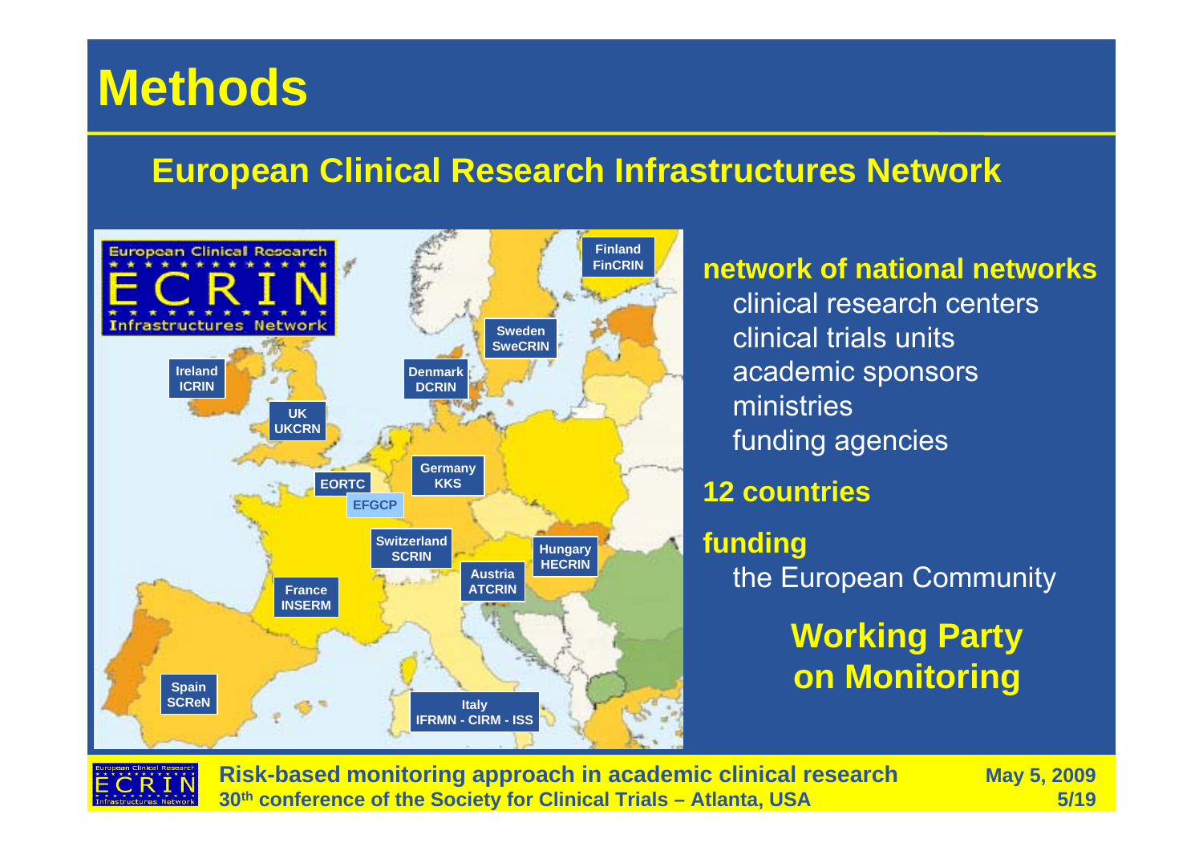# Methods

## European Clinical Research Infrastructures Network

**network of national networks**

- clinical research centers
- clinical trials units
- academic sponsors
- ministries
- funding agencies

**12 countries**

**funding**

- the European Community

**Working Party on Monitoring**

Finland FinCRIN
Sweden SweCRIN
Ireland ICRIN
Denmark DCRIN
UK UKCRN
Germany KKS
EORTC
EFGCP
Switzerland SCRIN
Hungary HECRIN
Austria ATCRIN
France INSERM
Spain SCReN
Italy IFRMN - CIRM - ISS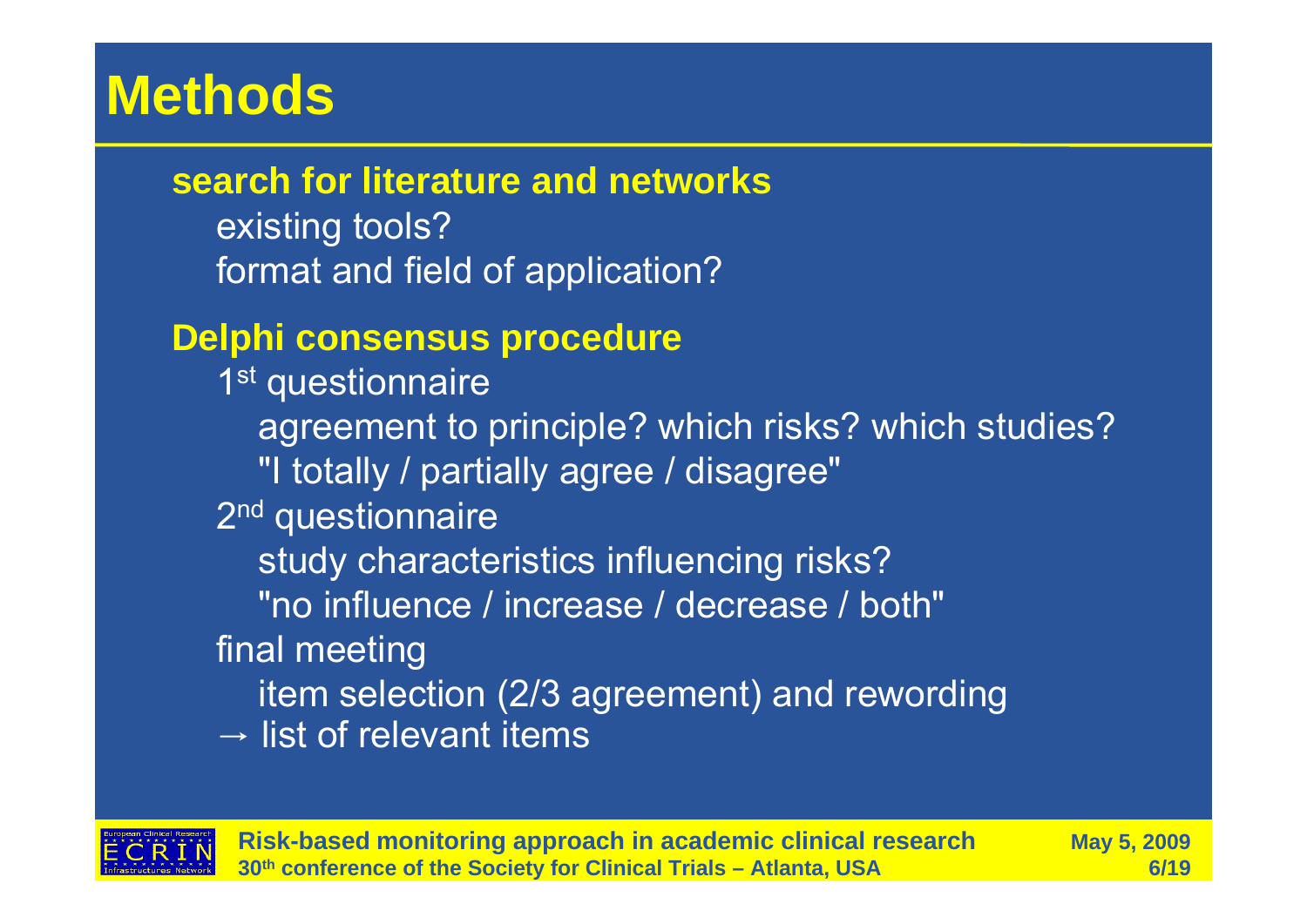# Methods

**search for literature and networks**

- existing tools?
- format and field of application?

**Delphi consensus procedure**

- 1st questionnaire
  - agreement to principle? which risks? which studies?
  - "I totally / partially agree / disagree"
- 2nd questionnaire
  - study characteristics influencing risks?
  - "no influence / increase / decrease / both"
- final meeting
  - item selection (2/3 agreement) and rewording
- → list of relevant items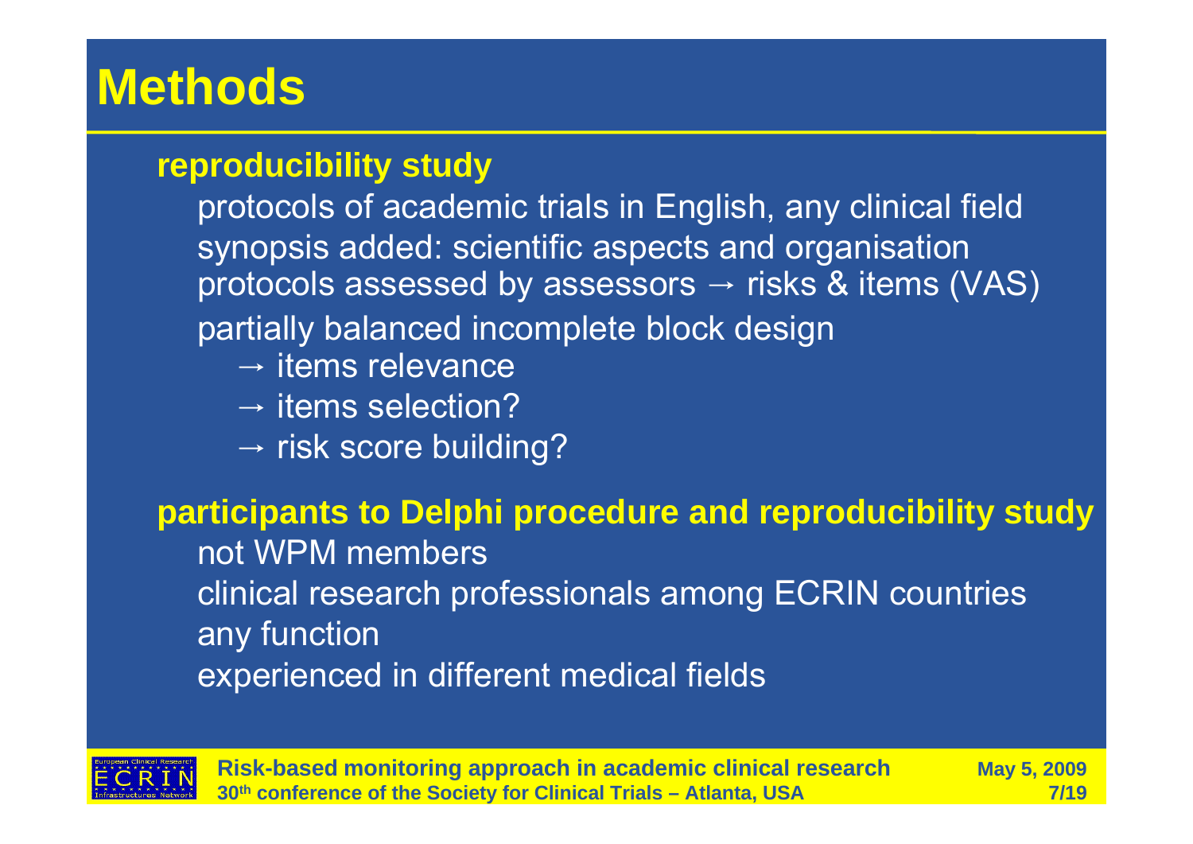# Methods

**reproducibility study**

- protocols of academic trials in English, any clinical field
- synopsis added: scientific aspects and organisation
- protocols assessed by assessors → risks & items (VAS)
- partially balanced incomplete block design
  - → items relevance
  - → items selection?
  - → risk score building?

**participants to Delphi procedure and reproducibility study**

- not WPM members
- clinical research professionals among ECRIN countries
- any function
- experienced in different medical fields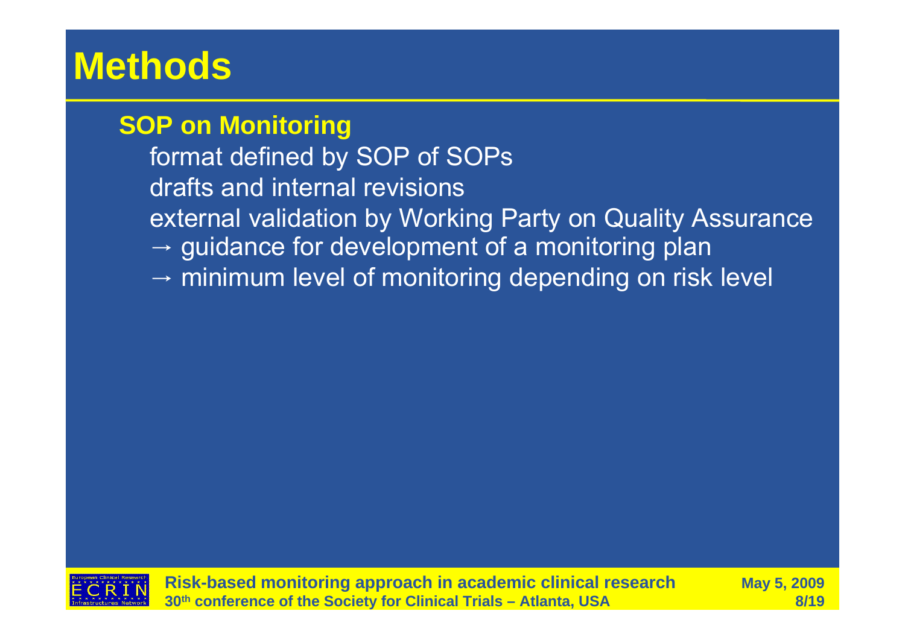# Methods

## SOP on Monitoring

format defined by SOP of SOPs

drafts and internal revisions

external validation by Working Party on Quality Assurance

→ guidance for development of a monitoring plan

→ minimum level of monitoring depending on risk level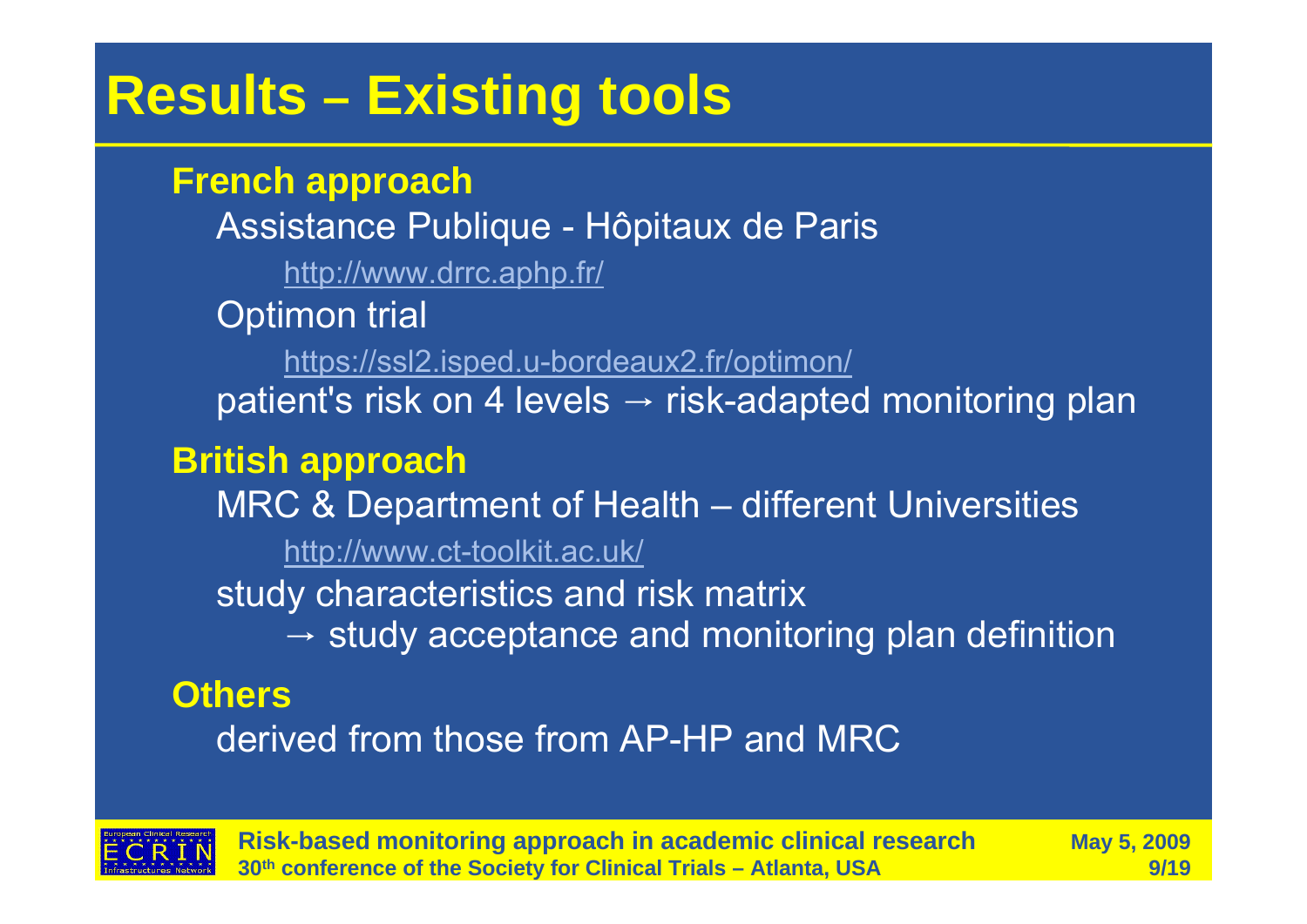# Results – Existing tools

**French approach**

Assistance Publique - Hôpitaux de Paris

http://www.drrc.aphp.fr/

Optimon trial

https://ssl2.isped.u-bordeaux2.fr/optimon/

patient's risk on 4 levels → risk-adapted monitoring plan

**British approach**

MRC & Department of Health – different Universities

http://www.ct-toolkit.ac.uk/

study characteristics and risk matrix

→ study acceptance and monitoring plan definition

**Others**

derived from those from AP-HP and MRC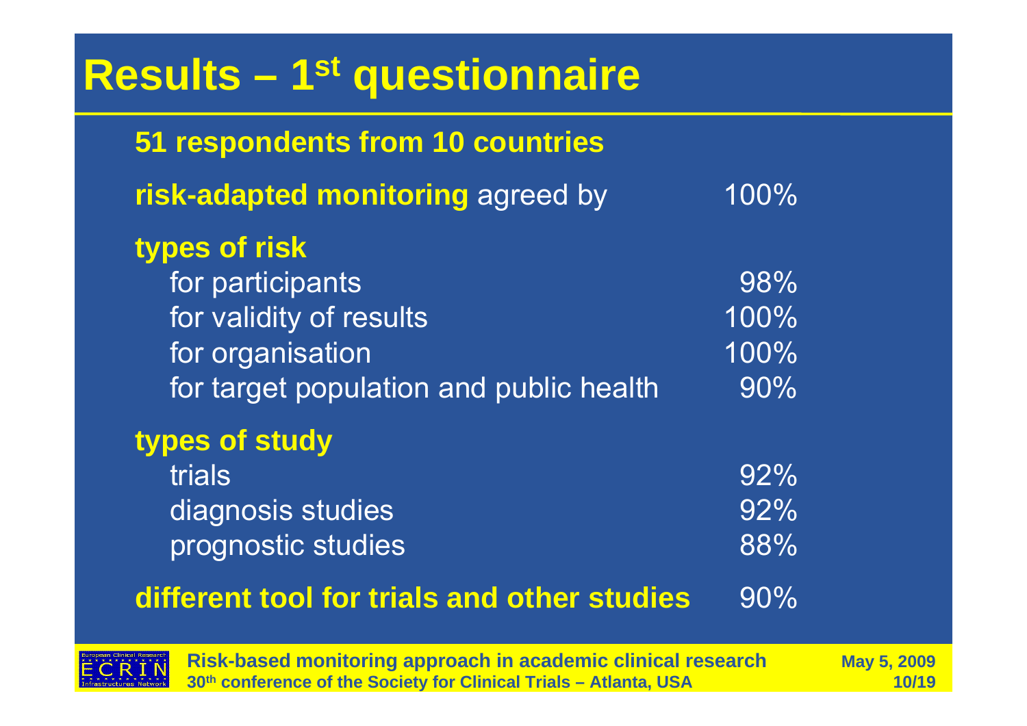# Results – 1st questionnaire

**51 respondents from 10 countries**

| | |
|---|---|
| **risk-adapted monitoring** agreed by | 100% |
| **types of risk** | |
| for participants | 98% |
| for validity of results | 100% |
| for organisation | 100% |
| for target population and public health | 90% |
| **types of study** | |
| trials | 92% |
| diagnosis studies | 92% |
| prognostic studies | 88% |
| **different tool for trials and other studies** | 90% |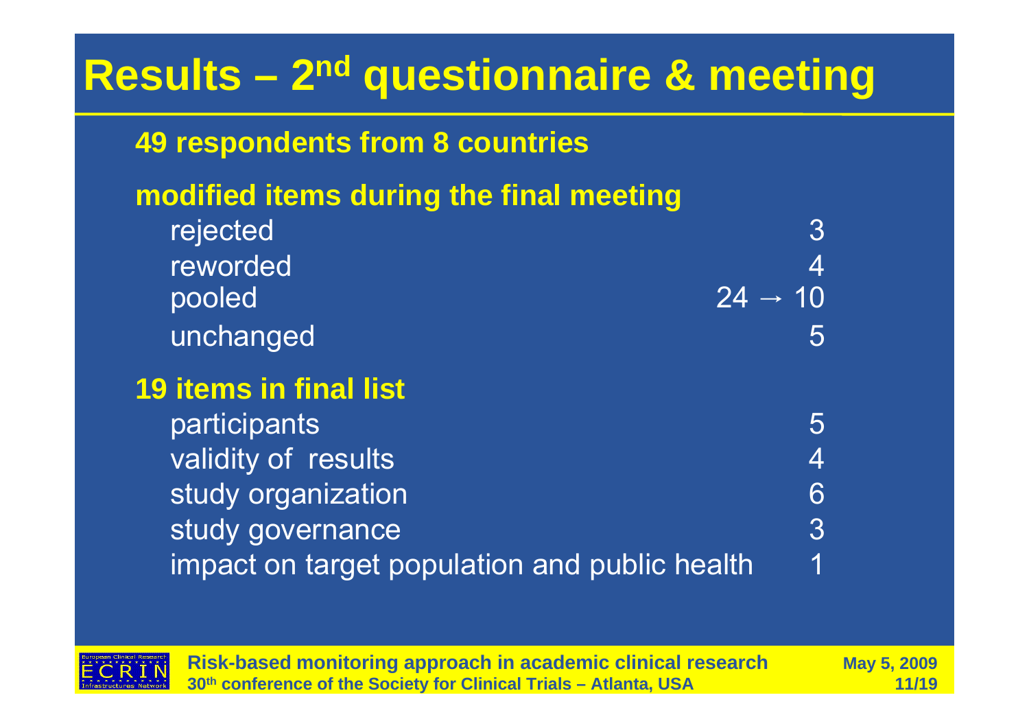# Results – 2nd questionnaire & meeting

**49 respondents from 8 countries**

**modified items during the final meeting**

| | |
|---|---|
| rejected | 3 |
| reworded | 4 |
| pooled | 24 → 10 |
| unchanged | 5 |

**19 items in final list**

| | |
|---|---|
| participants | 5 |
| validity of results | 4 |
| study organization | 6 |
| study governance | 3 |
| impact on target population and public health | 1 |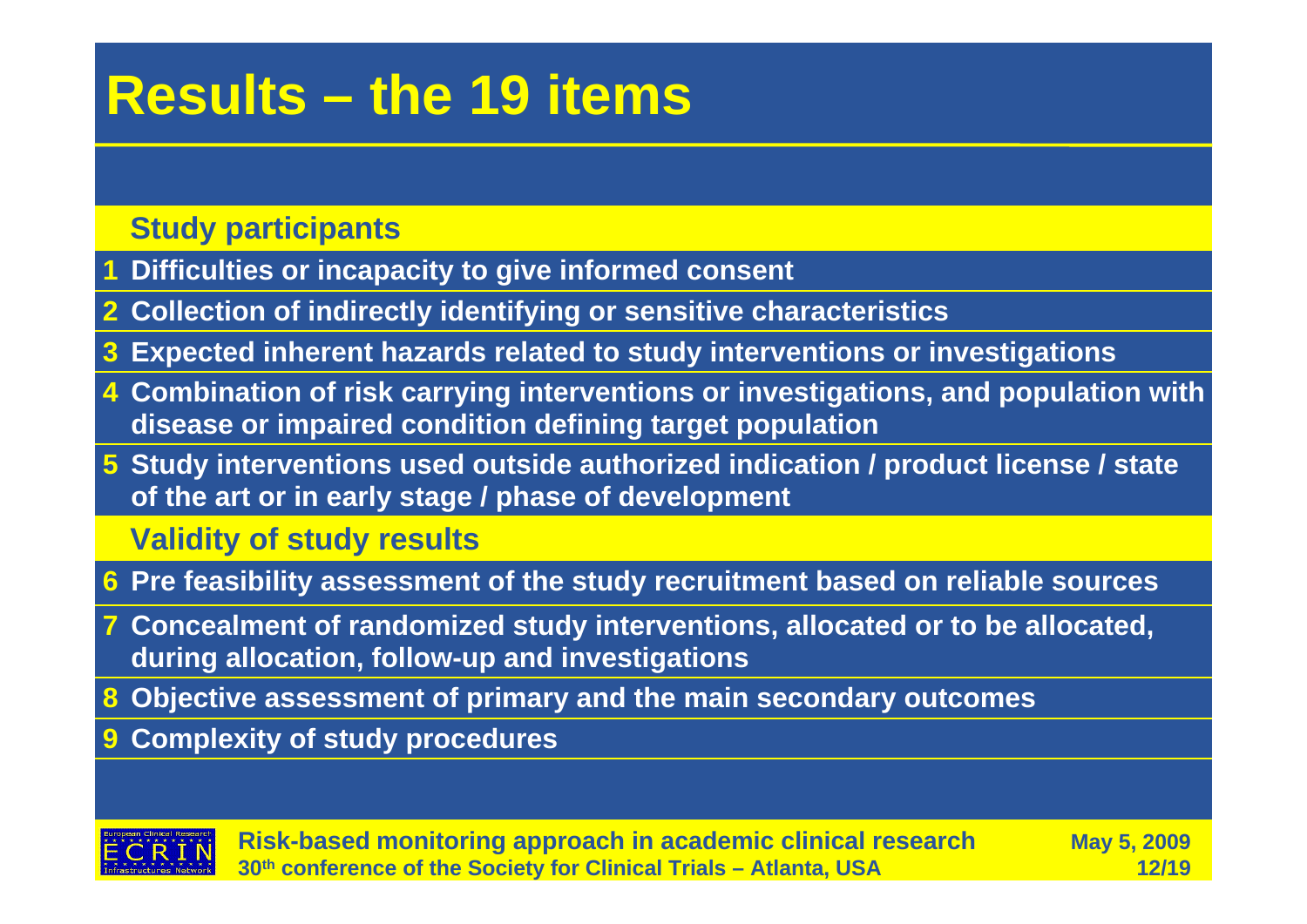# Results – the 19 items

## Study participants

1. Difficulties or incapacity to give informed consent
2. Collection of indirectly identifying or sensitive characteristics
3. Expected inherent hazards related to study interventions or investigations
4. Combination of risk carrying interventions or investigations, and population with disease or impaired condition defining target population
5. Study interventions used outside authorized indication / product license / state of the art or in early stage / phase of development

## Validity of study results

6. Pre feasibility assessment of the study recruitment based on reliable sources
7. Concealment of randomized study interventions, allocated or to be allocated, during allocation, follow-up and investigations
8. Objective assessment of primary and the main secondary outcomes
9. Complexity of study procedures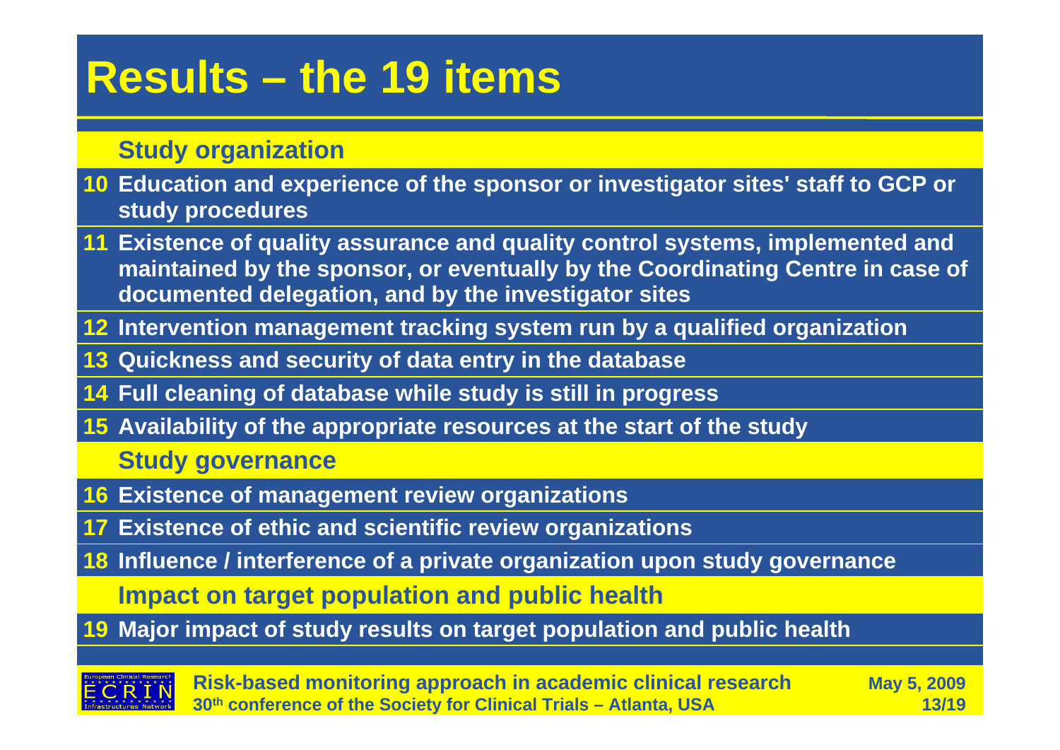# Results – the 19 items

### Study organization

10 Education and experience of the sponsor or investigator sites' staff to GCP or study procedures

11 Existence of quality assurance and quality control systems, implemented and maintained by the sponsor, or eventually by the Coordinating Centre in case of documented delegation, and by the investigator sites

12 Intervention management tracking system run by a qualified organization

13 Quickness and security of data entry in the database

14 Full cleaning of database while study is still in progress

15 Availability of the appropriate resources at the start of the study

### Study governance

16 Existence of management review organizations

17 Existence of ethic and scientific review organizations

18 Influence / interference of a private organization upon study governance

### Impact on target population and public health

19 Major impact of study results on target population and public health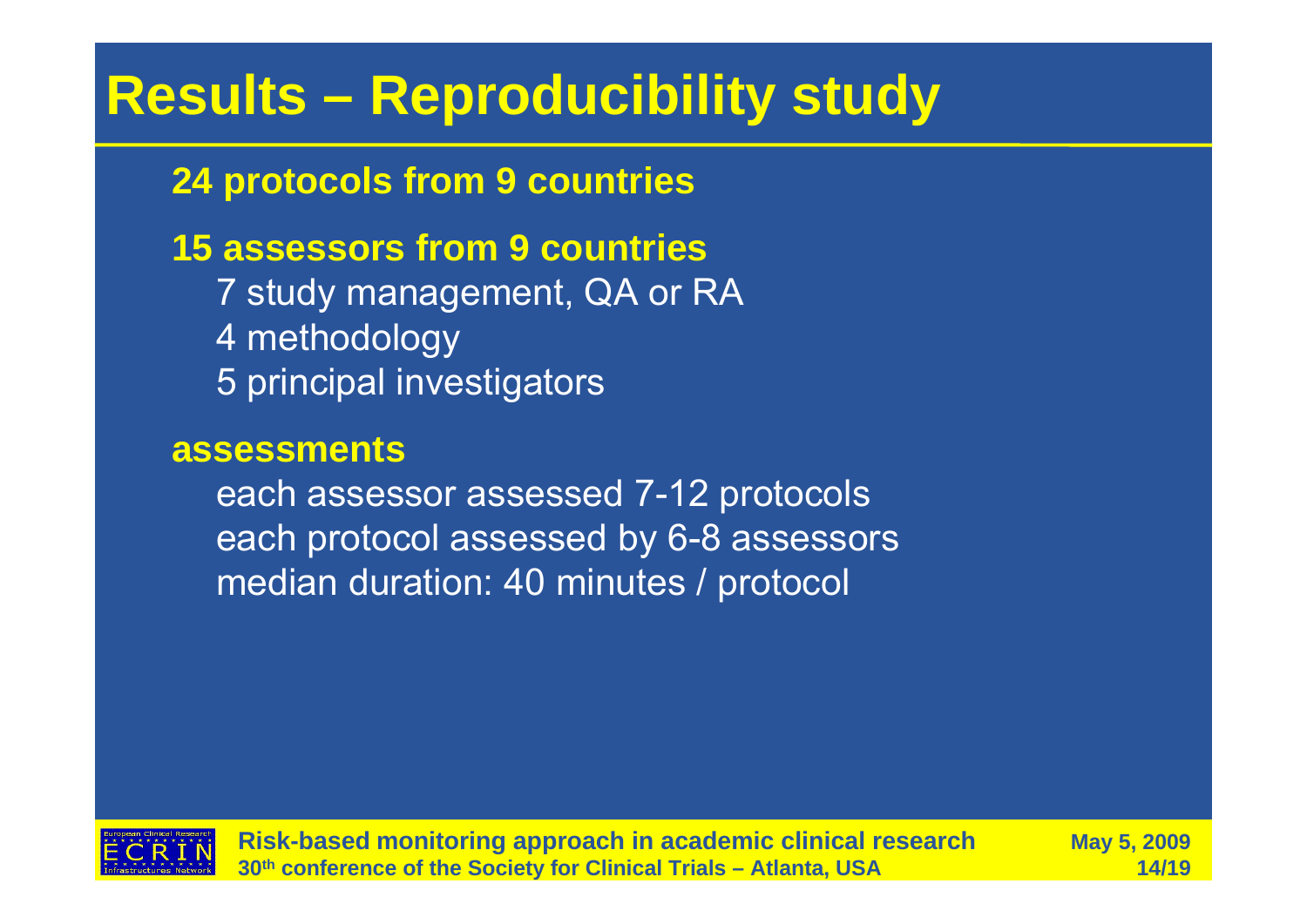# Results – Reproducibility study

**24 protocols from 9 countries**

**15 assessors from 9 countries**

- 7 study management, QA or RA
- 4 methodology
- 5 principal investigators

**assessments**

- each assessor assessed 7-12 protocols
- each protocol assessed by 6-8 assessors
- median duration: 40 minutes / protocol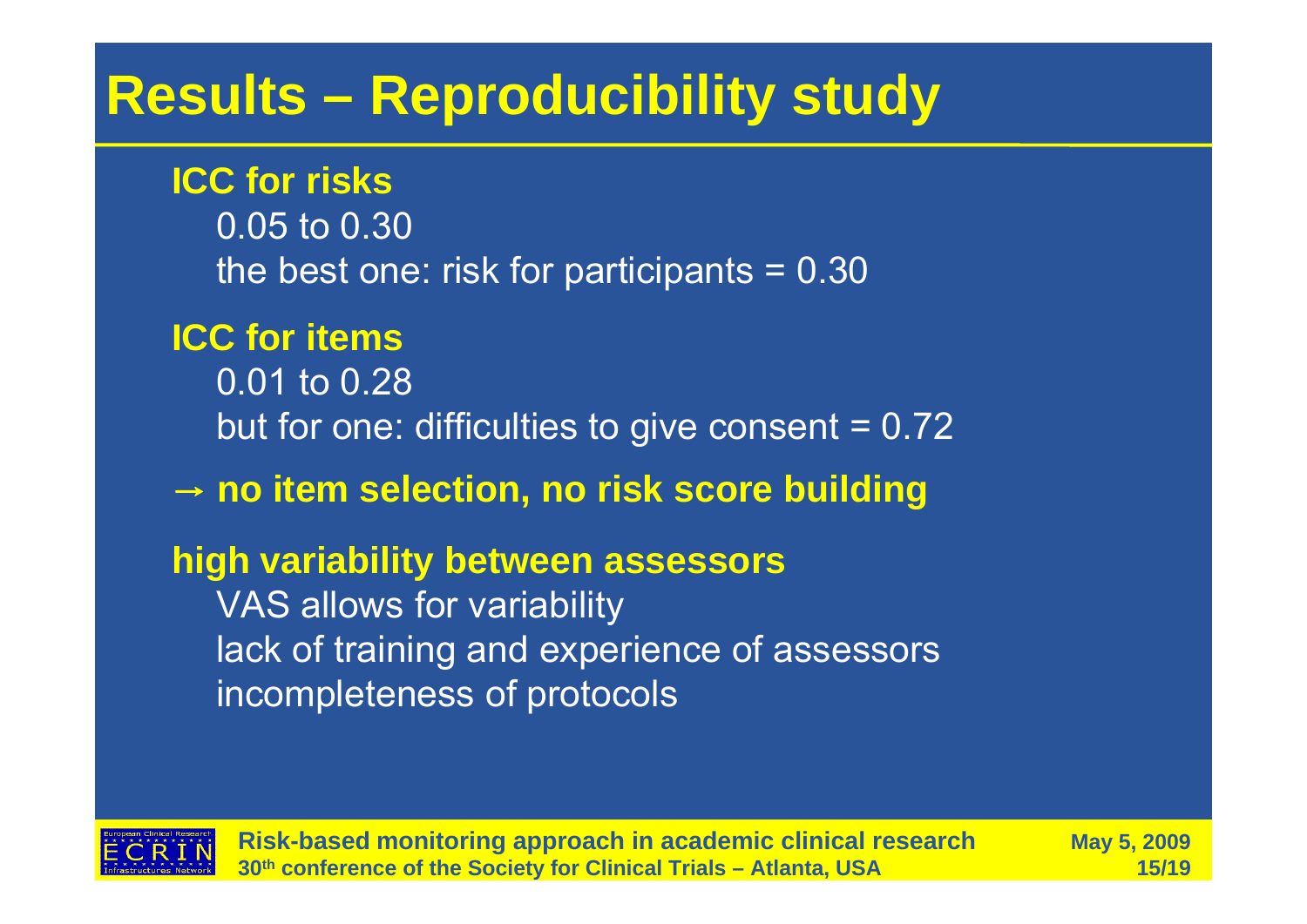# Results – Reproducibility study

**ICC for risks**

0.05 to 0.30

the best one: risk for participants = 0.30

**ICC for items**

0.01 to 0.28

but for one: difficulties to give consent = 0.72

**→ no item selection, no risk score building**

**high variability between assessors**

VAS allows for variability

lack of training and experience of assessors

incompleteness of protocols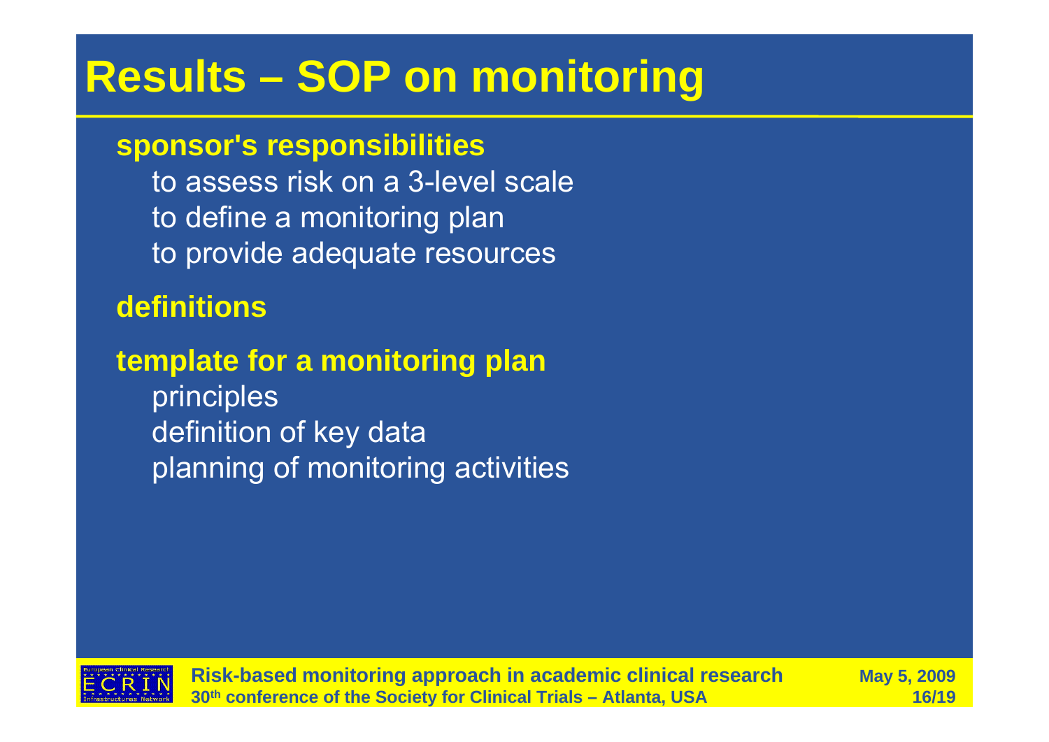# Results – SOP on monitoring

**sponsor's responsibilities**

- to assess risk on a 3-level scale
- to define a monitoring plan
- to provide adequate resources

**definitions**

**template for a monitoring plan**

- principles
- definition of key data
- planning of monitoring activities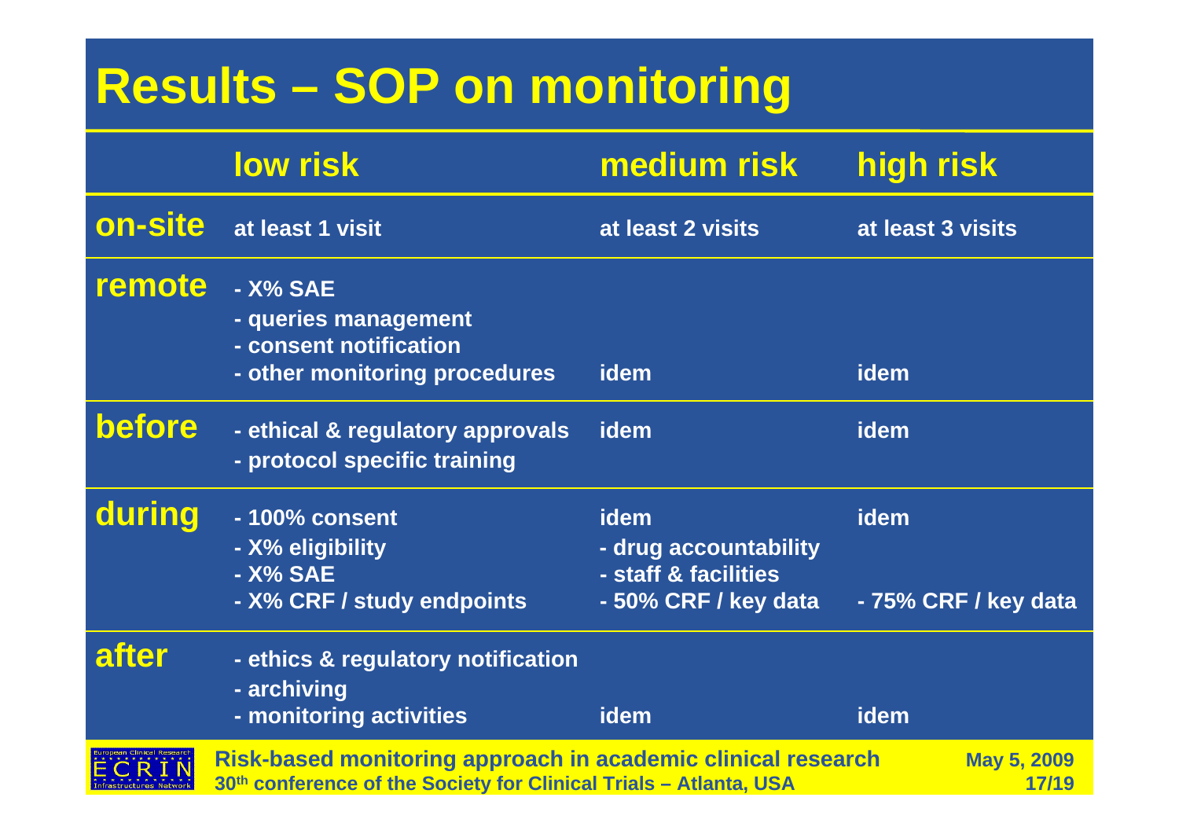# Results – SOP on monitoring

| | low risk | medium risk | high risk |
|---|---|---|---|
| **on-site** | at least 1 visit | at least 2 visits | at least 3 visits |
| **remote** | - X% SAE<br>- queries management<br>- consent notification<br>- other monitoring procedures | idem | idem |
| **before** | - ethical & regulatory approvals<br>- protocol specific training | idem | idem |
| **during** | - 100% consent<br>- X% eligibility<br>- X% SAE<br>- X% CRF / study endpoints | idem<br>- drug accountability<br>- staff & facilities<br>- 50% CRF / key data | idem<br><br><br>- 75% CRF / key data |
| **after** | - ethics & regulatory notification<br>- archiving<br>- monitoring activities | idem | idem |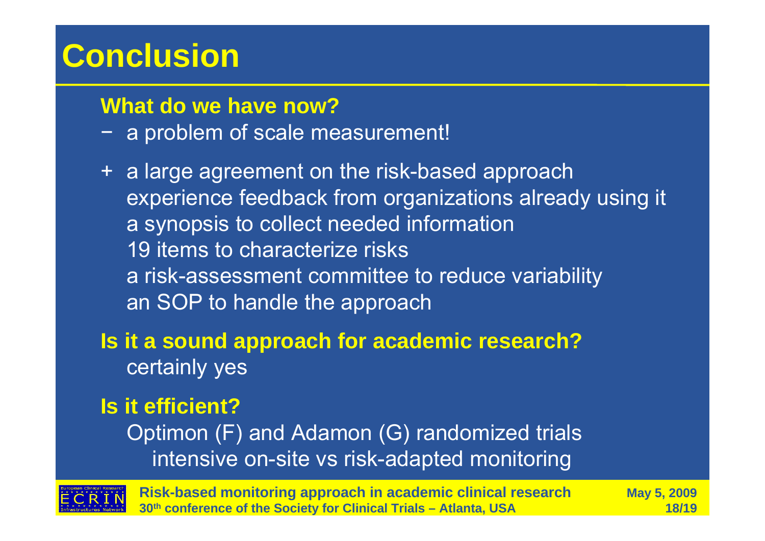# Conclusion

**What do we have now?**

− a problem of scale measurement!

\+ a large agreement on the risk-based approach
 experience feedback from organizations already using it
 a synopsis to collect needed information
 19 items to characterize risks
 a risk-assessment committee to reduce variability
 an SOP to handle the approach

**Is it a sound approach for academic research?**
 certainly yes

**Is it efficient?**
 Optimon (F) and Adamon (G) randomized trials
 intensive on-site vs risk-adapted monitoring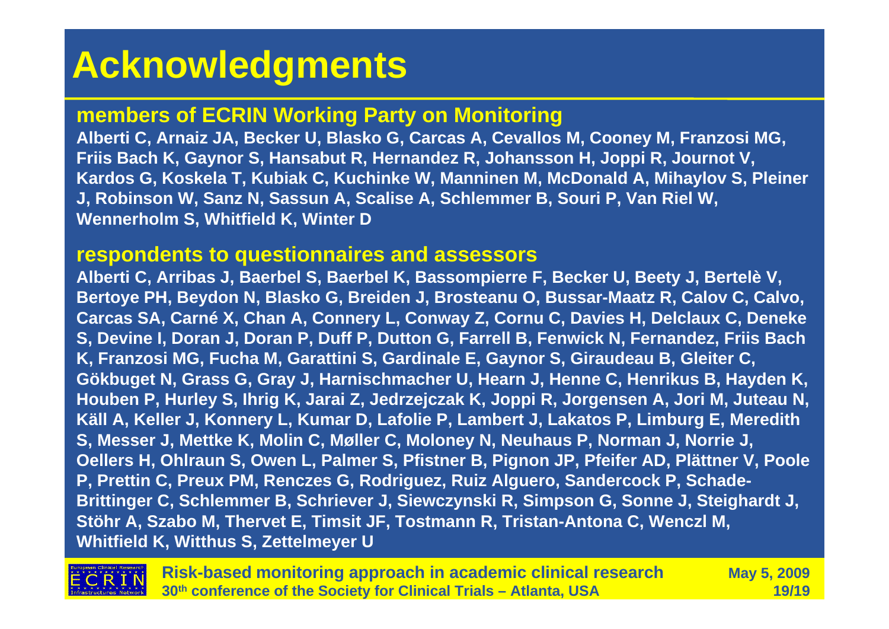# Acknowledgments

## members of ECRIN Working Party on Monitoring

Alberti C, Arnaiz JA, Becker U, Blasko G, Carcas A, Cevallos M, Cooney M, Franzosi MG, Friis Bach K, Gaynor S, Hansabut R, Hernandez R, Johansson H, Joppi R, Journot V, Kardos G, Koskela T, Kubiak C, Kuchinke W, Manninen M, McDonald A, Mihaylov S, Pleiner J, Robinson W, Sanz N, Sassun A, Scalise A, Schlemmer B, Souri P, Van Riel W, Wennerholm S, Whitfield K, Winter D

## respondents to questionnaires and assessors

Alberti C, Arribas J, Baerbel S, Baerbel K, Bassompierre F, Becker U, Beety J, Bertelè V, Bertoye PH, Beydon N, Blasko G, Breiden J, Brosteanu O, Bussar-Maatz R, Calov C, Calvo, Carcas SA, Carné X, Chan A, Connery L, Conway Z, Cornu C, Davies H, Delclaux C, Deneke S, Devine I, Doran J, Doran P, Duff P, Dutton G, Farrell B, Fenwick N, Fernandez, Friis Bach K, Franzosi MG, Fucha M, Garattini S, Gardinale E, Gaynor S, Giraudeau B, Gleiter C, Gökbuget N, Grass G, Gray J, Harnischmacher U, Hearn J, Henne C, Henrikus B, Hayden K, Houben P, Hurley S, Ihrig K, Jarai Z, Jedrzejczak K, Joppi R, Jorgensen A, Jori M, Juteau N, Käll A, Keller J, Konnery L, Kumar D, Lafolie P, Lambert J, Lakatos P, Limburg E, Meredith S, Messer J, Mettke K, Molin C, Møller C, Moloney N, Neuhaus P, Norman J, Norrie J, Oellers H, Ohlraun S, Owen L, Palmer S, Pfistner B, Pignon JP, Pfeifer AD, Plättner V, Poole P, Prettin C, Preux PM, Renczes G, Rodriguez, Ruiz Alguero, Sandercock P, Schade-Brittinger C, Schlemmer B, Schriever J, Siewczynski R, Simpson G, Sonne J, Steighardt J, Stöhr A, Szabo M, Thervet E, Timsit JF, Tostmann R, Tristan-Antona C, Wenczl M, Whitfield K, Witthus S, Zettelmeyer U